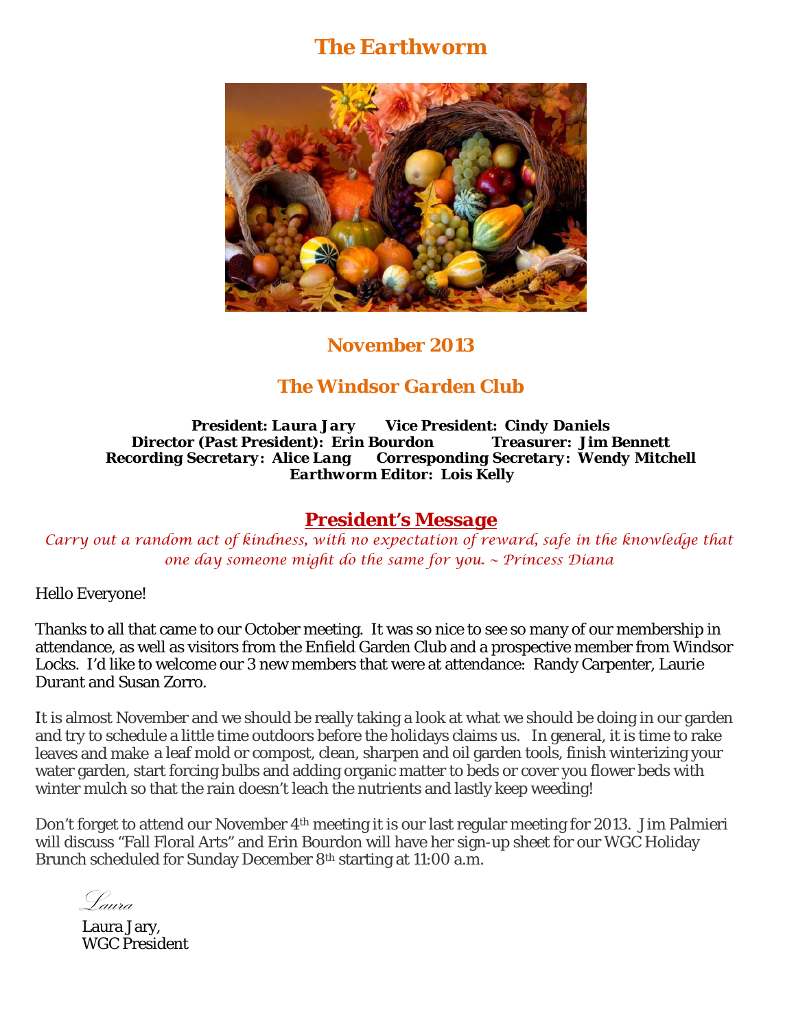# The Earthworm

## November 2013

## *The Windsor Garden Club*

**President: *Laura Jary*** **Vice President: *Cindy Daniels***
**Director (Past President): Erin Bourdon** ***Treasurer: Jim Bennett***
***Recording Secretary: Alice Lang*** ***Corresponding Secretary: Wendy Mitchell***
***Earthworm Editor: Lois Kelly***

## President's Message

*Carry out a random act of kindness, with no expectation of reward, safe in the knowledge that one day someone might do the same for you. ~ Princess Diana*

Hello Everyone!

Thanks to all that came to our October meeting. It was so nice to see so many of our membership in attendance, as well as visitors from the Enfield Garden Club and a prospective member from Windsor Locks. I'd like to welcome our 3 new members that were at attendance: Randy Carpenter, Laurie Durant and Susan Zorro.

It is almost November and we should be really taking a look at what we should be doing in our garden and try to schedule a little time outdoors before the holidays claims us. In general, it is time to rake leaves and make a leaf mold or compost, clean, sharpen and oil garden tools, finish winterizing your water garden, start forcing bulbs and adding organic matter to beds or cover you flower beds with winter mulch so that the rain doesn't leach the nutrients and lastly keep weeding!

Don't forget to attend our November 4th meeting it is our last regular meeting for 2013. Jim Palmieri will discuss "Fall Floral Arts" and Erin Bourdon will have her sign-up sheet for our WGC Holiday Brunch scheduled for Sunday December 8th starting at 11:00 a.m.

*Laura*

Laura Jary,
WGC President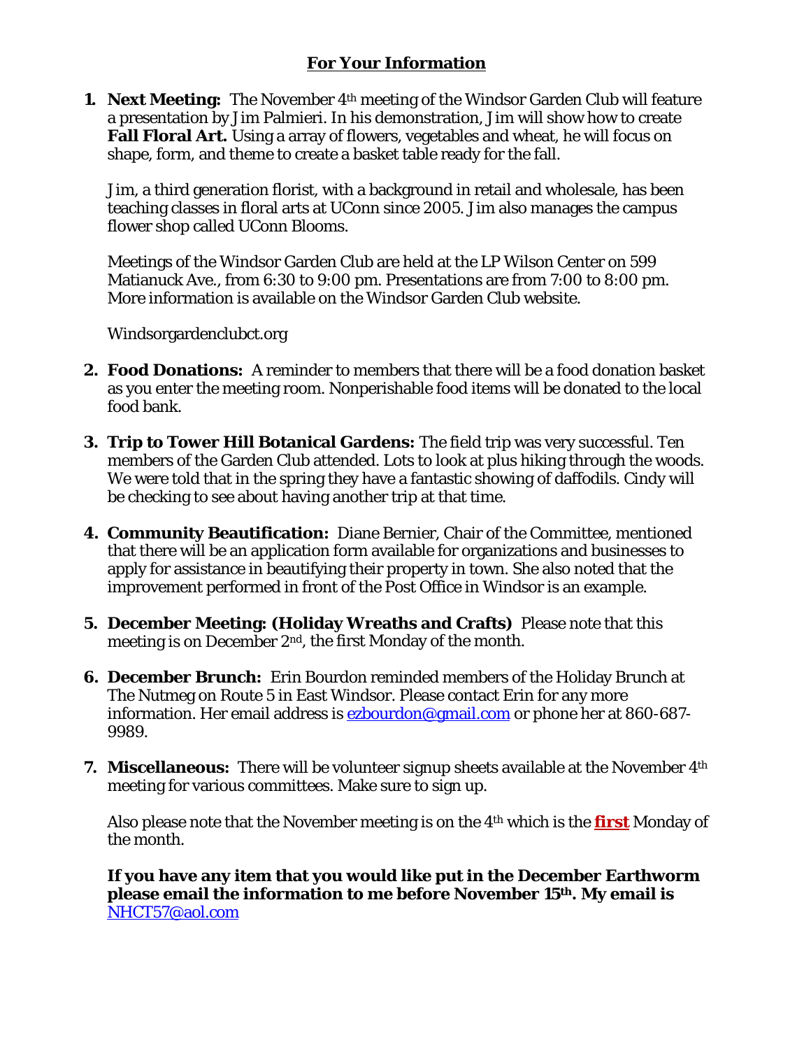## For Your Information

1. **Next Meeting:** The November 4th meeting of the Windsor Garden Club will feature a presentation by Jim Palmieri. In his demonstration, Jim will show how to create **Fall Floral Art.** Using a array of flowers, vegetables and wheat, he will focus on shape, form, and theme to create a basket table ready for the fall.

   Jim, a third generation florist, with a background in retail and wholesale, has been teaching classes in floral arts at UConn since 2005. Jim also manages the campus flower shop called UConn Blooms.

   Meetings of the Windsor Garden Club are held at the LP Wilson Center on 599 Matianuck Ave., from 6:30 to 9:00 pm. Presentations are from 7:00 to 8:00 pm. More information is available on the Windsor Garden Club website.

   Windsorgardenclubct.org

2. **Food Donations:** A reminder to members that there will be a food donation basket as you enter the meeting room. Nonperishable food items will be donated to the local food bank.

3. **Trip to Tower Hill Botanical Gardens:** The field trip was very successful. Ten members of the Garden Club attended. Lots to look at plus hiking through the woods. We were told that in the spring they have a fantastic showing of daffodils. Cindy will be checking to see about having another trip at that time.

4. **Community Beautification:** Diane Bernier, Chair of the Committee, mentioned that there will be an application form available for organizations and businesses to apply for assistance in beautifying their property in town. She also noted that the improvement performed in front of the Post Office in Windsor is an example.

5. **December Meeting: (Holiday Wreaths and Crafts)** Please note that this meeting is on December 2nd, the first Monday of the month.

6. **December Brunch:** Erin Bourdon reminded members of the Holiday Brunch at The Nutmeg on Route 5 in East Windsor. Please contact Erin for any more information. Her email address is ezbourdon@gmail.com or phone her at 860-687-9989.

7. **Miscellaneous:** There will be volunteer signup sheets available at the November 4th meeting for various committees. Make sure to sign up.

   Also please note that the November meeting is on the 4th which is the **first** Monday of the month.

   **If you have any item that you would like put in the December Earthworm please email the information to me before November 15th. My email is** NHCT57@aol.com